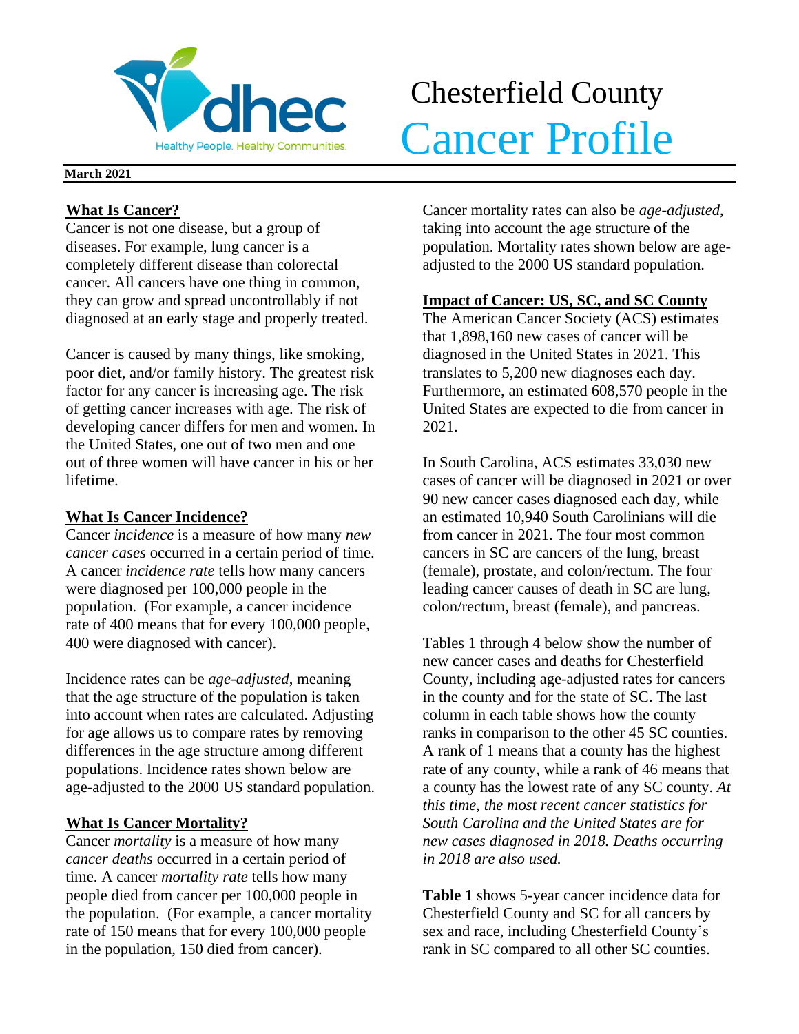# Chesterfield County Cancer Profile

**March 2021**

## What Is Cancer?

Cancer is not one disease, but a group of diseases. For example, lung cancer is a completely different disease than colorectal cancer. All cancers have one thing in common, they can grow and spread uncontrollably if not diagnosed at an early stage and properly treated.

Cancer is caused by many things, like smoking, poor diet, and/or family history. The greatest risk factor for any cancer is increasing age. The risk of getting cancer increases with age. The risk of developing cancer differs for men and women. In the United States, one out of two men and one out of three women will have cancer in his or her lifetime.

## What Is Cancer Incidence?

Cancer *incidence* is a measure of how many *new cancer cases* occurred in a certain period of time. A cancer *incidence rate* tells how many cancers were diagnosed per 100,000 people in the population. (For example, a cancer incidence rate of 400 means that for every 100,000 people, 400 were diagnosed with cancer).

Incidence rates can be *age-adjusted*, meaning that the age structure of the population is taken into account when rates are calculated. Adjusting for age allows us to compare rates by removing differences in the age structure among different populations. Incidence rates shown below are age-adjusted to the 2000 US standard population.

## What Is Cancer Mortality?

Cancer *mortality* is a measure of how many *cancer deaths* occurred in a certain period of time. A cancer *mortality rate* tells how many people died from cancer per 100,000 people in the population. (For example, a cancer mortality rate of 150 means that for every 100,000 people in the population, 150 died from cancer).

Cancer mortality rates can also be *age-adjusted*, taking into account the age structure of the population. Mortality rates shown below are age-adjusted to the 2000 US standard population.

## Impact of Cancer: US, SC, and SC County

The American Cancer Society (ACS) estimates that 1,898,160 new cases of cancer will be diagnosed in the United States in 2021. This translates to 5,200 new diagnoses each day. Furthermore, an estimated 608,570 people in the United States are expected to die from cancer in 2021.

In South Carolina, ACS estimates 33,030 new cases of cancer will be diagnosed in 2021 or over 90 new cancer cases diagnosed each day, while an estimated 10,940 South Carolinians will die from cancer in 2021. The four most common cancers in SC are cancers of the lung, breast (female), prostate, and colon/rectum. The four leading cancer causes of death in SC are lung, colon/rectum, breast (female), and pancreas.

Tables 1 through 4 below show the number of new cancer cases and deaths for Chesterfield County, including age-adjusted rates for cancers in the county and for the state of SC. The last column in each table shows how the county ranks in comparison to the other 45 SC counties. A rank of 1 means that a county has the highest rate of any county, while a rank of 46 means that a county has the lowest rate of any SC county. *At this time, the most recent cancer statistics for South Carolina and the United States are for new cases diagnosed in 2018. Deaths occurring in 2018 are also used.*

**Table 1** shows 5-year cancer incidence data for Chesterfield County and SC for all cancers by sex and race, including Chesterfield County's rank in SC compared to all other SC counties.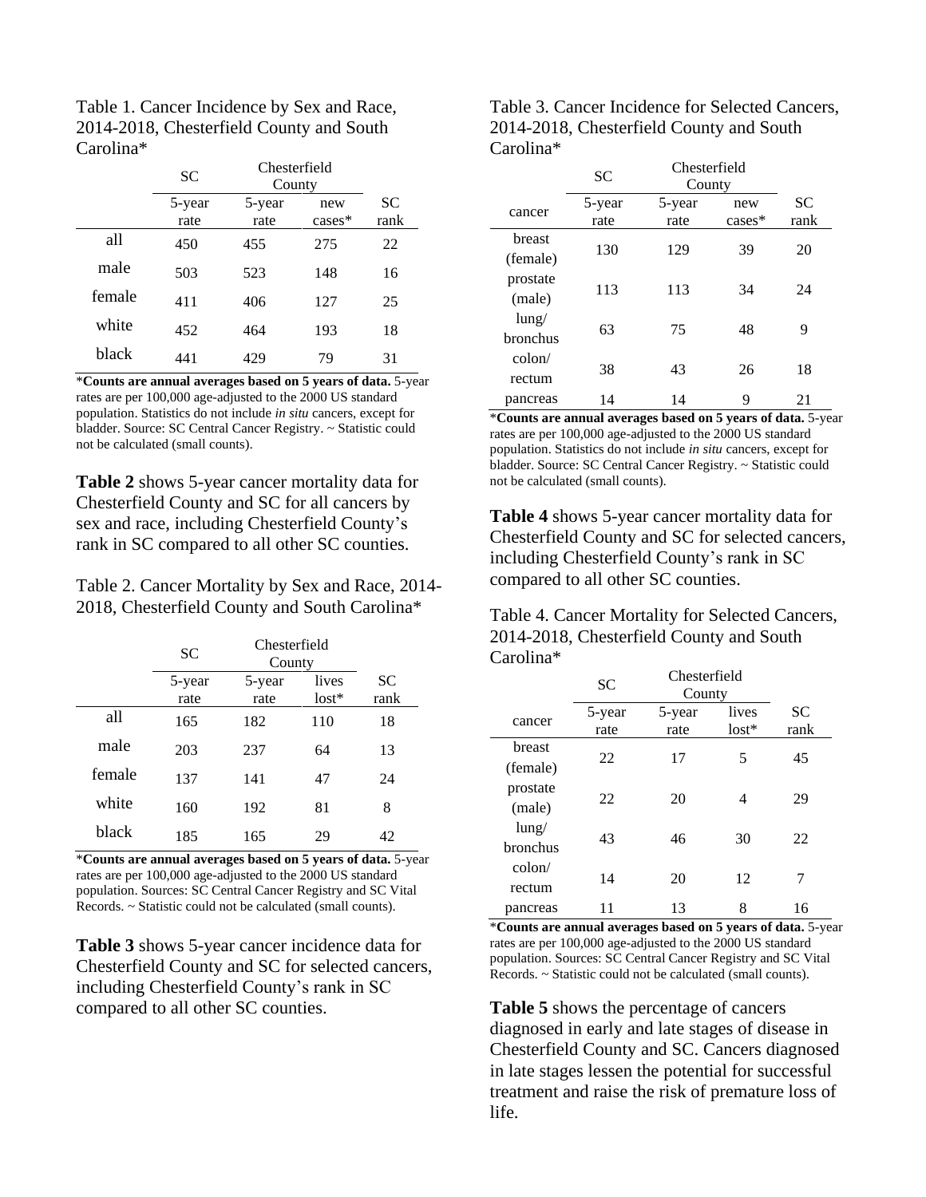Table 1. Cancer Incidence by Sex and Race, 2014-2018, Chesterfield County and South Carolina*

| | SC | Chesterfield County | | |
|---|---|---|---|---|
| | 5-year rate | 5-year rate | new cases* | SC rank |
| all | 450 | 455 | 275 | 22 |
| male | 503 | 523 | 148 | 16 |
| female | 411 | 406 | 127 | 25 |
| white | 452 | 464 | 193 | 18 |
| black | 441 | 429 | 79 | 31 |

***Counts are annual averages based on 5 years of data.** 5-year rates are per 100,000 age-adjusted to the 2000 US standard population. Statistics do not include *in situ* cancers, except for bladder. Source: SC Central Cancer Registry. ~ Statistic could not be calculated (small counts).

**Table 2** shows 5-year cancer mortality data for Chesterfield County and SC for all cancers by sex and race, including Chesterfield County's rank in SC compared to all other SC counties.

Table 2. Cancer Mortality by Sex and Race, 2014-2018, Chesterfield County and South Carolina*

| | SC | Chesterfield County | | |
|---|---|---|---|---|
| | 5-year rate | 5-year rate | lives lost* | SC rank |
| all | 165 | 182 | 110 | 18 |
| male | 203 | 237 | 64 | 13 |
| female | 137 | 141 | 47 | 24 |
| white | 160 | 192 | 81 | 8 |
| black | 185 | 165 | 29 | 42 |

***Counts are annual averages based on 5 years of data.** 5-year rates are per 100,000 age-adjusted to the 2000 US standard population. Sources: SC Central Cancer Registry and SC Vital Records. ~ Statistic could not be calculated (small counts).

**Table 3** shows 5-year cancer incidence data for Chesterfield County and SC for selected cancers, including Chesterfield County's rank in SC compared to all other SC counties.

Table 3. Cancer Incidence for Selected Cancers, 2014-2018, Chesterfield County and South Carolina*

| | SC | Chesterfield County | | |
|---|---|---|---|---|
| cancer | 5-year rate | 5-year rate | new cases* | SC rank |
| breast (female) | 130 | 129 | 39 | 20 |
| prostate (male) | 113 | 113 | 34 | 24 |
| lung/ bronchus | 63 | 75 | 48 | 9 |
| colon/ rectum | 38 | 43 | 26 | 18 |
| pancreas | 14 | 14 | 9 | 21 |

***Counts are annual averages based on 5 years of data.** 5-year rates are per 100,000 age-adjusted to the 2000 US standard population. Statistics do not include *in situ* cancers, except for bladder. Source: SC Central Cancer Registry. ~ Statistic could not be calculated (small counts).

**Table 4** shows 5-year cancer mortality data for Chesterfield County and SC for selected cancers, including Chesterfield County's rank in SC compared to all other SC counties.

Table 4. Cancer Mortality for Selected Cancers, 2014-2018, Chesterfield County and South Carolina*

| | SC | Chesterfield County | | |
|---|---|---|---|---|
| cancer | 5-year rate | 5-year rate | lives lost* | SC rank |
| breast (female) | 22 | 17 | 5 | 45 |
| prostate (male) | 22 | 20 | 4 | 29 |
| lung/ bronchus | 43 | 46 | 30 | 22 |
| colon/ rectum | 14 | 20 | 12 | 7 |
| pancreas | 11 | 13 | 8 | 16 |

***Counts are annual averages based on 5 years of data.** 5-year rates are per 100,000 age-adjusted to the 2000 US standard population. Sources: SC Central Cancer Registry and SC Vital Records. ~ Statistic could not be calculated (small counts).

**Table 5** shows the percentage of cancers diagnosed in early and late stages of disease in Chesterfield County and SC. Cancers diagnosed in late stages lessen the potential for successful treatment and raise the risk of premature loss of life.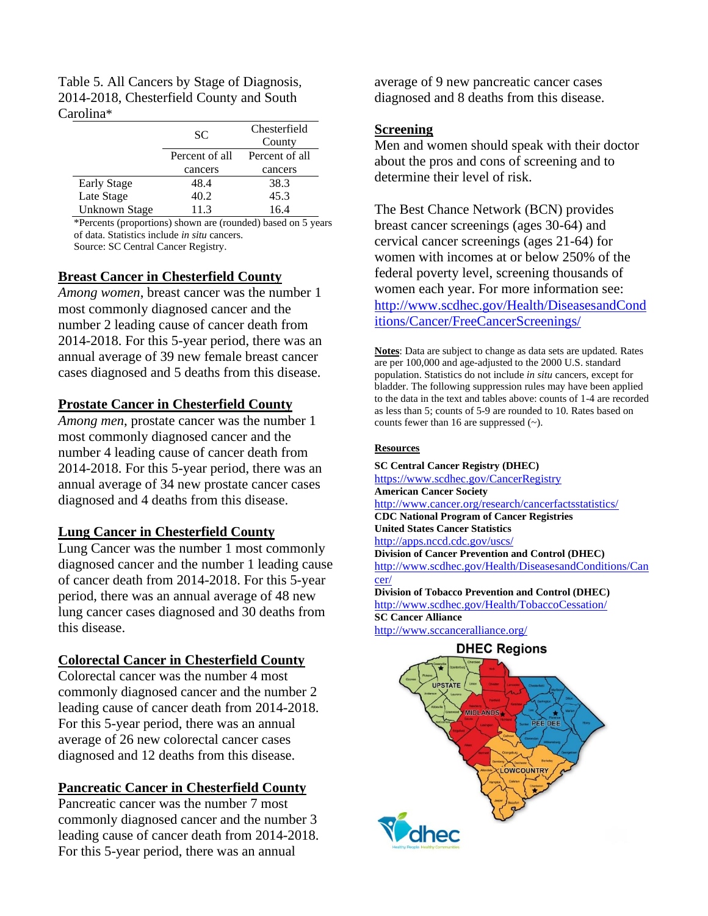Table 5. All Cancers by Stage of Diagnosis, 2014-2018, Chesterfield County and South Carolina*

| | SC | Chesterfield County |
|---|---|---|
| | Percent of all cancers | Percent of all cancers |
| Early Stage | 48.4 | 38.3 |
| Late Stage | 40.2 | 45.3 |
| Unknown Stage | 11.3 | 16.4 |

*Percents (proportions) shown are (rounded) based on 5 years of data. Statistics include *in situ* cancers.
Source: SC Central Cancer Registry.

## Breast Cancer in Chesterfield County

*Among women*, breast cancer was the number 1 most commonly diagnosed cancer and the number 2 leading cause of cancer death from 2014-2018. For this 5-year period, there was an annual average of 39 new female breast cancer cases diagnosed and 5 deaths from this disease.

## Prostate Cancer in Chesterfield County

*Among men*, prostate cancer was the number 1 most commonly diagnosed cancer and the number 4 leading cause of cancer death from 2014-2018. For this 5-year period, there was an annual average of 34 new prostate cancer cases diagnosed and 4 deaths from this disease.

## Lung Cancer in Chesterfield County

Lung Cancer was the number 1 most commonly diagnosed cancer and the number 1 leading cause of cancer death from 2014-2018. For this 5-year period, there was an annual average of 48 new lung cancer cases diagnosed and 30 deaths from this disease.

## Colorectal Cancer in Chesterfield County

Colorectal cancer was the number 4 most commonly diagnosed cancer and the number 2 leading cause of cancer death from 2014-2018. For this 5-year period, there was an annual average of 26 new colorectal cancer cases diagnosed and 12 deaths from this disease.

## Pancreatic Cancer in Chesterfield County

Pancreatic cancer was the number 7 most commonly diagnosed cancer and the number 3 leading cause of cancer death from 2014-2018. For this 5-year period, there was an annual average of 9 new pancreatic cancer cases diagnosed and 8 deaths from this disease.

## Screening

Men and women should speak with their doctor about the pros and cons of screening and to determine their level of risk.

The Best Chance Network (BCN) provides breast cancer screenings (ages 30-64) and cervical cancer screenings (ages 21-64) for women with incomes at or below 250% of the federal poverty level, screening thousands of women each year. For more information see: http://www.scdhec.gov/Health/DiseasesandConditions/Cancer/FreeCancerScreenings/

**Notes**: Data are subject to change as data sets are updated. Rates are per 100,000 and age-adjusted to the 2000 U.S. standard population. Statistics do not include *in situ* cancers, except for bladder. The following suppression rules may have been applied to the data in the text and tables above: counts of 1-4 are recorded as less than 5; counts of 5-9 are rounded to 10. Rates based on counts fewer than 16 are suppressed (~).

**Resources**

**SC Central Cancer Registry (DHEC)**
https://www.scdhec.gov/CancerRegistry
**American Cancer Society**
http://www.cancer.org/research/cancerfactsstatistics/
**CDC National Program of Cancer Registries**
**United States Cancer Statistics**
http://apps.nccd.cdc.gov/uscs/
**Division of Cancer Prevention and Control (DHEC)**
http://www.scdhec.gov/Health/DiseasesandConditions/Cancer/
**Division of Tobacco Prevention and Control (DHEC)**
http://www.scdhec.gov/Health/TobaccoCessation/
**SC Cancer Alliance**
http://www.sccanceralliance.org/

DHEC Regions
UPSTATE
MIDLANDS
PEE DEE
LOWCOUNTRY

dhec
Healthy People. Healthy Communities.